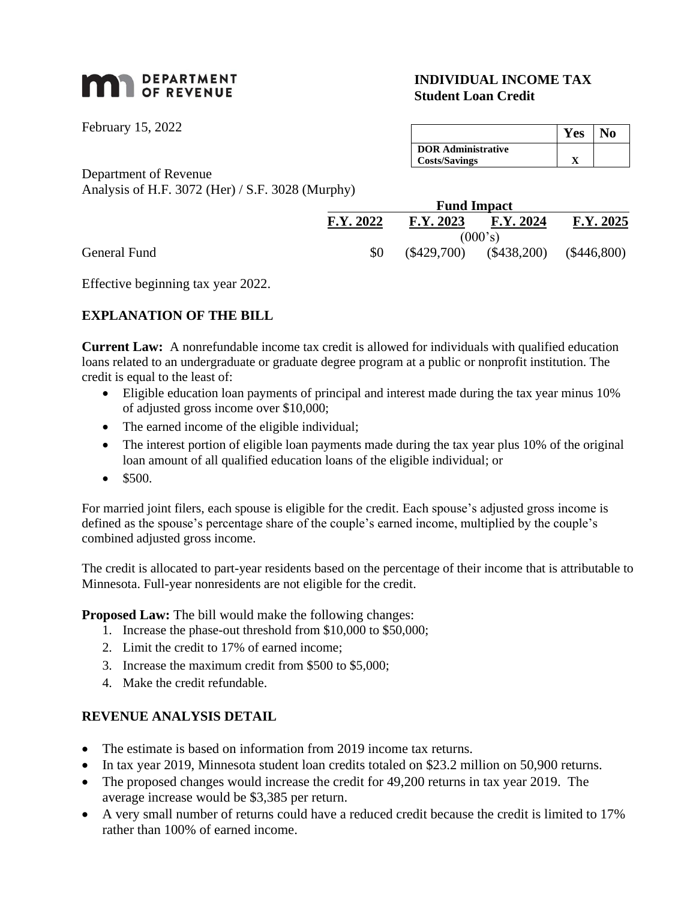**DEPARTMENT OF REVENUE**

# INDIVIDUAL INCOME TAX
## Student Loan Credit

February 15, 2022

| | Yes | No |
|---|---|---|
| **DOR Administrative Costs/Savings** | X | |

Department of Revenue
Analysis of H.F. 3072 (Her) / S.F. 3028 (Murphy)

| | Fund Impact | | | |
|---|---|---|---|---|
| | **F.Y. 2022** | **F.Y. 2023** | **F.Y. 2024** | **F.Y. 2025** |
| | | (000's) | | |
| General Fund | $0 | ($429,700) | ($438,200) | ($446,800) |

Effective beginning tax year 2022.

## EXPLANATION OF THE BILL

**Current Law:** A nonrefundable income tax credit is allowed for individuals with qualified education loans related to an undergraduate or graduate degree program at a public or nonprofit institution. The credit is equal to the least of:

- Eligible education loan payments of principal and interest made during the tax year minus 10% of adjusted gross income over $10,000;
- The earned income of the eligible individual;
- The interest portion of eligible loan payments made during the tax year plus 10% of the original loan amount of all qualified education loans of the eligible individual; or
- $500.

For married joint filers, each spouse is eligible for the credit. Each spouse's adjusted gross income is defined as the spouse's percentage share of the couple's earned income, multiplied by the couple's combined adjusted gross income.

The credit is allocated to part-year residents based on the percentage of their income that is attributable to Minnesota. Full-year nonresidents are not eligible for the credit.

**Proposed Law:** The bill would make the following changes:

1. Increase the phase-out threshold from $10,000 to $50,000;
2. Limit the credit to 17% of earned income;
3. Increase the maximum credit from $500 to $5,000;
4. Make the credit refundable.

## REVENUE ANALYSIS DETAIL

- The estimate is based on information from 2019 income tax returns.
- In tax year 2019, Minnesota student loan credits totaled on $23.2 million on 50,900 returns.
- The proposed changes would increase the credit for 49,200 returns in tax year 2019. The average increase would be $3,385 per return.
- A very small number of returns could have a reduced credit because the credit is limited to 17% rather than 100% of earned income.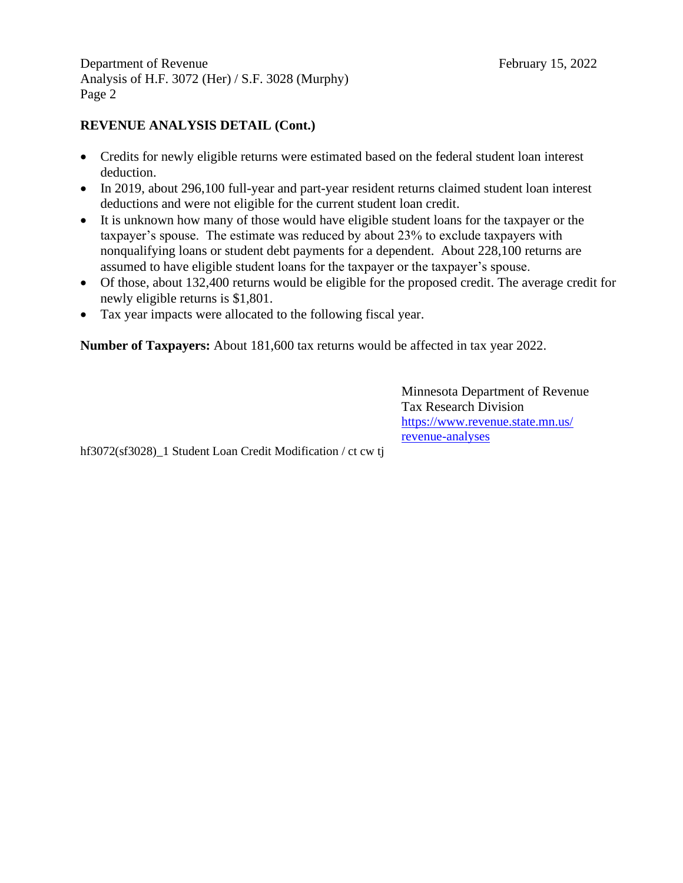## REVENUE ANALYSIS DETAIL (Cont.)

- Credits for newly eligible returns were estimated based on the federal student loan interest deduction.
- In 2019, about 296,100 full-year and part-year resident returns claimed student loan interest deductions and were not eligible for the current student loan credit.
- It is unknown how many of those would have eligible student loans for the taxpayer or the taxpayer's spouse. The estimate was reduced by about 23% to exclude taxpayers with nonqualifying loans or student debt payments for a dependent. About 228,100 returns are assumed to have eligible student loans for the taxpayer or the taxpayer's spouse.
- Of those, about 132,400 returns would be eligible for the proposed credit. The average credit for newly eligible returns is $1,801.
- Tax year impacts were allocated to the following fiscal year.

**Number of Taxpayers:** About 181,600 tax returns would be affected in tax year 2022.

Minnesota Department of Revenue
Tax Research Division
https://www.revenue.state.mn.us/revenue-analyses

hf3072(sf3028)_1 Student Loan Credit Modification / ct cw tj